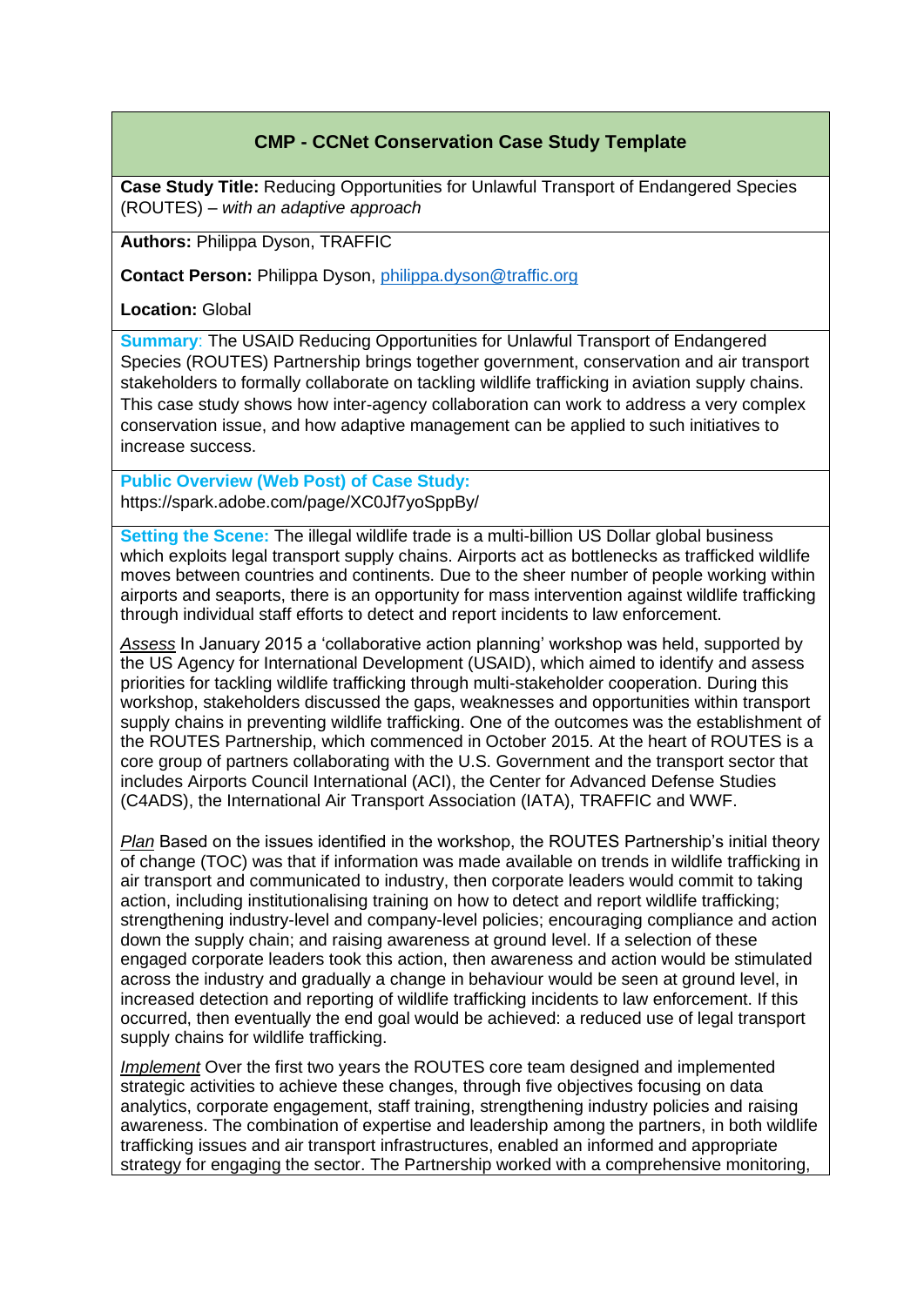## CMP - CCNet Conservation Case Study Template

**Case Study Title:** Reducing Opportunities for Unlawful Transport of Endangered Species (ROUTES) – *with an adaptive approach*

**Authors:** Philippa Dyson, TRAFFIC

**Contact Person:** Philippa Dyson, philippa.dyson@traffic.org

**Location:** Global

**Summary**: The USAID Reducing Opportunities for Unlawful Transport of Endangered Species (ROUTES) Partnership brings together government, conservation and air transport stakeholders to formally collaborate on tackling wildlife trafficking in aviation supply chains. This case study shows how inter-agency collaboration can work to address a very complex conservation issue, and how adaptive management can be applied to such initiatives to increase success.

**Public Overview (Web Post) of Case Study:**
https://spark.adobe.com/page/XC0Jf7yoSppBy/

**Setting the Scene:** The illegal wildlife trade is a multi-billion US Dollar global business which exploits legal transport supply chains. Airports act as bottlenecks as trafficked wildlife moves between countries and continents. Due to the sheer number of people working within airports and seaports, there is an opportunity for mass intervention against wildlife trafficking through individual staff efforts to detect and report incidents to law enforcement.

*Assess* In January 2015 a 'collaborative action planning' workshop was held, supported by the US Agency for International Development (USAID), which aimed to identify and assess priorities for tackling wildlife trafficking through multi-stakeholder cooperation. During this workshop, stakeholders discussed the gaps, weaknesses and opportunities within transport supply chains in preventing wildlife trafficking. One of the outcomes was the establishment of the ROUTES Partnership, which commenced in October 2015. At the heart of ROUTES is a core group of partners collaborating with the U.S. Government and the transport sector that includes Airports Council International (ACI), the Center for Advanced Defense Studies (C4ADS), the International Air Transport Association (IATA), TRAFFIC and WWF.

*Plan* Based on the issues identified in the workshop, the ROUTES Partnership's initial theory of change (TOC) was that if information was made available on trends in wildlife trafficking in air transport and communicated to industry, then corporate leaders would commit to taking action, including institutionalising training on how to detect and report wildlife trafficking; strengthening industry-level and company-level policies; encouraging compliance and action down the supply chain; and raising awareness at ground level. If a selection of these engaged corporate leaders took this action, then awareness and action would be stimulated across the industry and gradually a change in behaviour would be seen at ground level, in increased detection and reporting of wildlife trafficking incidents to law enforcement. If this occurred, then eventually the end goal would be achieved: a reduced use of legal transport supply chains for wildlife trafficking.

*Implement* Over the first two years the ROUTES core team designed and implemented strategic activities to achieve these changes, through five objectives focusing on data analytics, corporate engagement, staff training, strengthening industry policies and raising awareness. The combination of expertise and leadership among the partners, in both wildlife trafficking issues and air transport infrastructures, enabled an informed and appropriate strategy for engaging the sector. The Partnership worked with a comprehensive monitoring,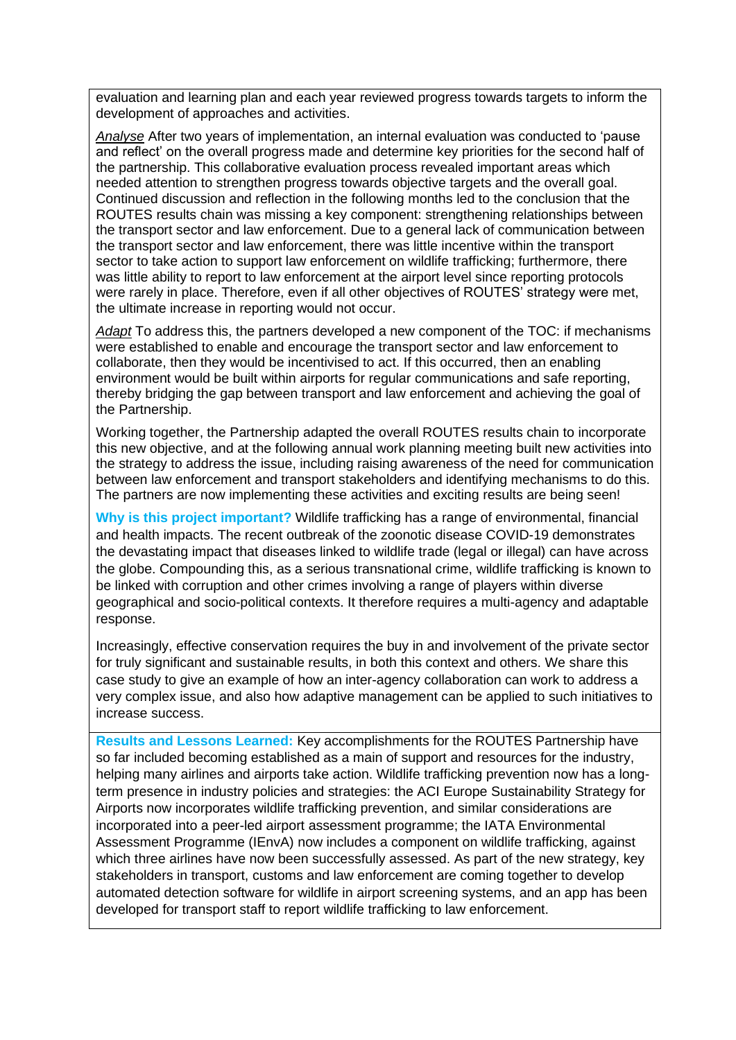evaluation and learning plan and each year reviewed progress towards targets to inform the development of approaches and activities.

*Analyse* After two years of implementation, an internal evaluation was conducted to 'pause and reflect' on the overall progress made and determine key priorities for the second half of the partnership. This collaborative evaluation process revealed important areas which needed attention to strengthen progress towards objective targets and the overall goal. Continued discussion and reflection in the following months led to the conclusion that the ROUTES results chain was missing a key component: strengthening relationships between the transport sector and law enforcement. Due to a general lack of communication between the transport sector and law enforcement, there was little incentive within the transport sector to take action to support law enforcement on wildlife trafficking; furthermore, there was little ability to report to law enforcement at the airport level since reporting protocols were rarely in place. Therefore, even if all other objectives of ROUTES' strategy were met, the ultimate increase in reporting would not occur.

*Adapt* To address this, the partners developed a new component of the TOC: if mechanisms were established to enable and encourage the transport sector and law enforcement to collaborate, then they would be incentivised to act. If this occurred, then an enabling environment would be built within airports for regular communications and safe reporting, thereby bridging the gap between transport and law enforcement and achieving the goal of the Partnership.

Working together, the Partnership adapted the overall ROUTES results chain to incorporate this new objective, and at the following annual work planning meeting built new activities into the strategy to address the issue, including raising awareness of the need for communication between law enforcement and transport stakeholders and identifying mechanisms to do this. The partners are now implementing these activities and exciting results are being seen!

**Why is this project important?** Wildlife trafficking has a range of environmental, financial and health impacts. The recent outbreak of the zoonotic disease COVID-19 demonstrates the devastating impact that diseases linked to wildlife trade (legal or illegal) can have across the globe. Compounding this, as a serious transnational crime, wildlife trafficking is known to be linked with corruption and other crimes involving a range of players within diverse geographical and socio-political contexts. It therefore requires a multi-agency and adaptable response.

Increasingly, effective conservation requires the buy in and involvement of the private sector for truly significant and sustainable results, in both this context and others. We share this case study to give an example of how an inter-agency collaboration can work to address a very complex issue, and also how adaptive management can be applied to such initiatives to increase success.

**Results and Lessons Learned:** Key accomplishments for the ROUTES Partnership have so far included becoming established as a main of support and resources for the industry, helping many airlines and airports take action. Wildlife trafficking prevention now has a long-term presence in industry policies and strategies: the ACI Europe Sustainability Strategy for Airports now incorporates wildlife trafficking prevention, and similar considerations are incorporated into a peer-led airport assessment programme; the IATA Environmental Assessment Programme (IEnvA) now includes a component on wildlife trafficking, against which three airlines have now been successfully assessed. As part of the new strategy, key stakeholders in transport, customs and law enforcement are coming together to develop automated detection software for wildlife in airport screening systems, and an app has been developed for transport staff to report wildlife trafficking to law enforcement.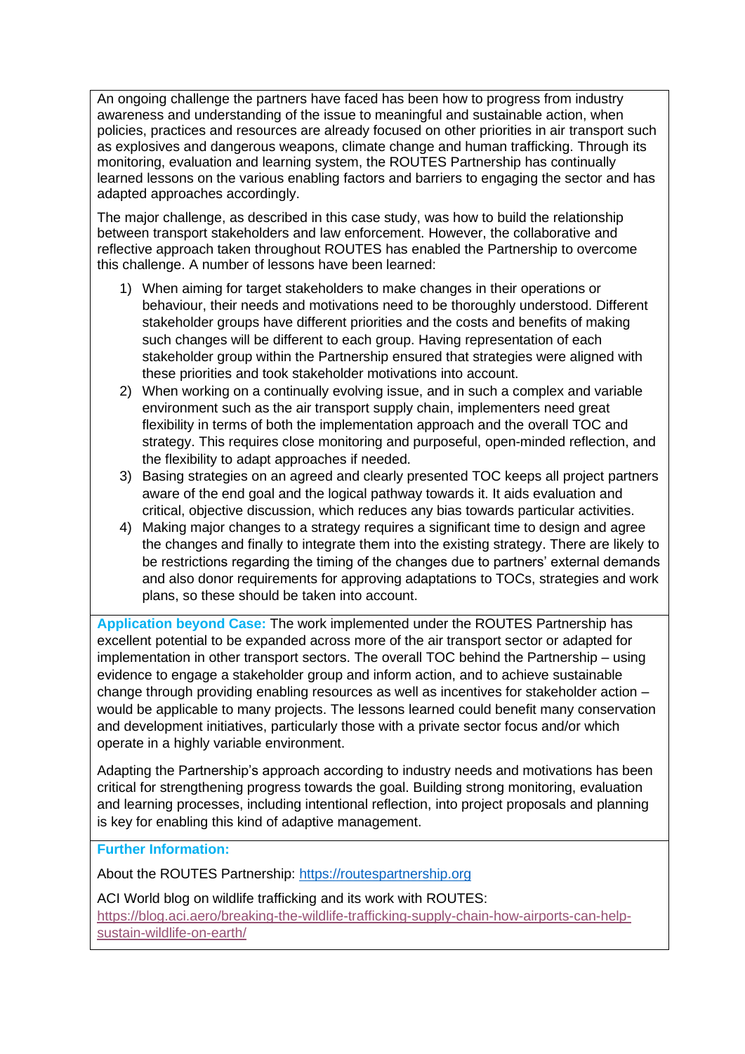An ongoing challenge the partners have faced has been how to progress from industry awareness and understanding of the issue to meaningful and sustainable action, when policies, practices and resources are already focused on other priorities in air transport such as explosives and dangerous weapons, climate change and human trafficking. Through its monitoring, evaluation and learning system, the ROUTES Partnership has continually learned lessons on the various enabling factors and barriers to engaging the sector and has adapted approaches accordingly.

The major challenge, as described in this case study, was how to build the relationship between transport stakeholders and law enforcement. However, the collaborative and reflective approach taken throughout ROUTES has enabled the Partnership to overcome this challenge. A number of lessons have been learned:

1) When aiming for target stakeholders to make changes in their operations or behaviour, their needs and motivations need to be thoroughly understood. Different stakeholder groups have different priorities and the costs and benefits of making such changes will be different to each group. Having representation of each stakeholder group within the Partnership ensured that strategies were aligned with these priorities and took stakeholder motivations into account.
2) When working on a continually evolving issue, and in such a complex and variable environment such as the air transport supply chain, implementers need great flexibility in terms of both the implementation approach and the overall TOC and strategy. This requires close monitoring and purposeful, open-minded reflection, and the flexibility to adapt approaches if needed.
3) Basing strategies on an agreed and clearly presented TOC keeps all project partners aware of the end goal and the logical pathway towards it. It aids evaluation and critical, objective discussion, which reduces any bias towards particular activities.
4) Making major changes to a strategy requires a significant time to design and agree the changes and finally to integrate them into the existing strategy. There are likely to be restrictions regarding the timing of the changes due to partners' external demands and also donor requirements for approving adaptations to TOCs, strategies and work plans, so these should be taken into account.

**Application beyond Case:** The work implemented under the ROUTES Partnership has excellent potential to be expanded across more of the air transport sector or adapted for implementation in other transport sectors. The overall TOC behind the Partnership – using evidence to engage a stakeholder group and inform action, and to achieve sustainable change through providing enabling resources as well as incentives for stakeholder action – would be applicable to many projects. The lessons learned could benefit many conservation and development initiatives, particularly those with a private sector focus and/or which operate in a highly variable environment.

Adapting the Partnership's approach according to industry needs and motivations has been critical for strengthening progress towards the goal. Building strong monitoring, evaluation and learning processes, including intentional reflection, into project proposals and planning is key for enabling this kind of adaptive management.

**Further Information:**

About the ROUTES Partnership: https://routespartnership.org

ACI World blog on wildlife trafficking and its work with ROUTES: https://blog.aci.aero/breaking-the-wildlife-trafficking-supply-chain-how-airports-can-help-sustain-wildlife-on-earth/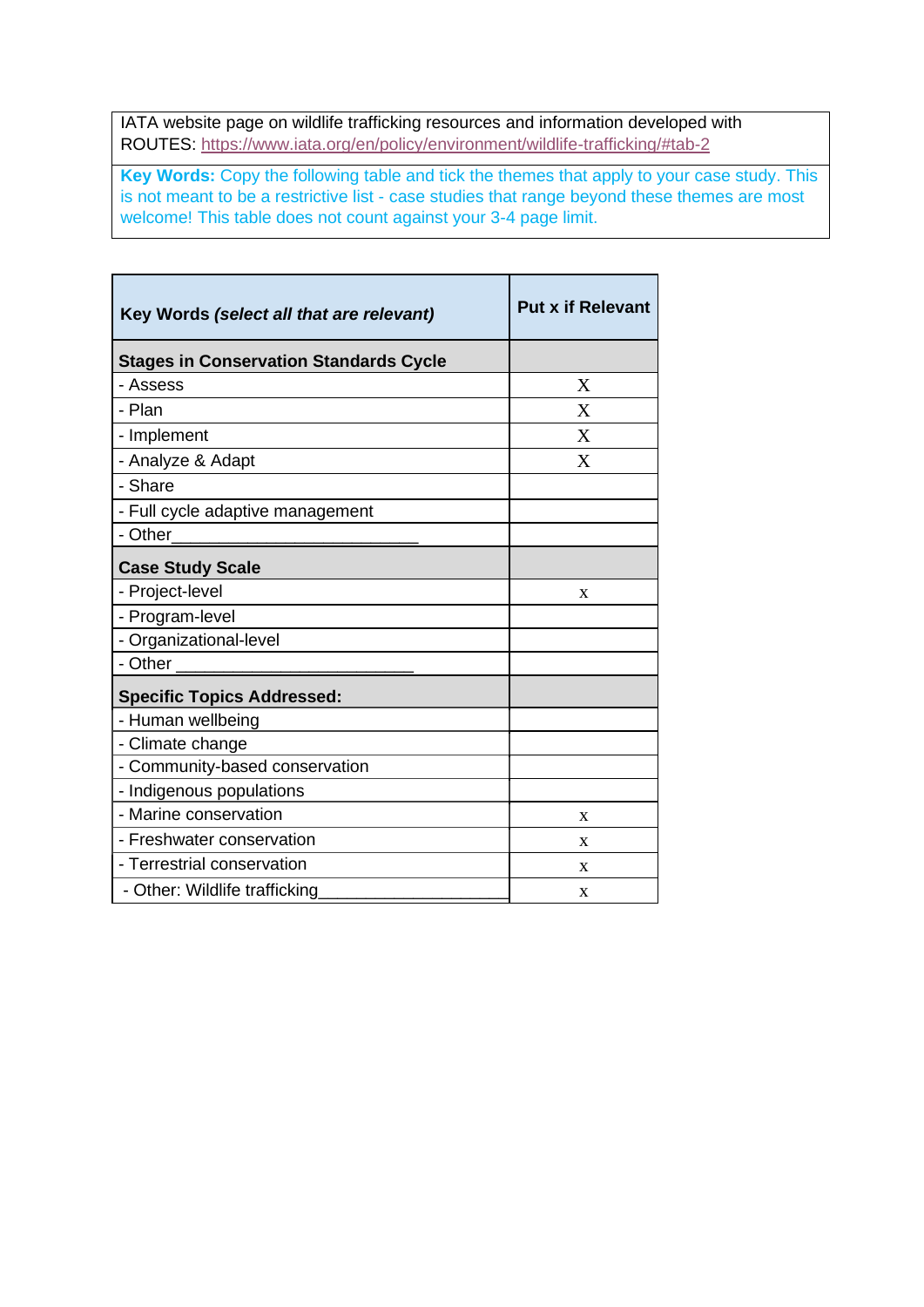| |
|---|
| IATA website page on wildlife trafficking resources and information developed with ROUTES: https://www.iata.org/en/policy/environment/wildlife-trafficking/#tab-2 |
| **Key Words:** Copy the following table and tick the themes that apply to your case study. This is not meant to be a restrictive list - case studies that range beyond these themes are most welcome! This table does not count against your 3-4 page limit. |

| **Key Words *(select all that are relevant)*** | **Put x if Relevant** |
|---|---|
| **Stages in Conservation Standards Cycle** | |
| - Assess | X |
| - Plan | X |
| - Implement | X |
| - Analyze & Adapt | X |
| - Share | |
| - Full cycle adaptive management | |
| - Other___________________________ | |
| **Case Study Scale** | |
| - Project-level | x |
| - Program-level | |
| - Organizational-level | |
| - Other _________________________ | |
| **Specific Topics Addressed:** | |
| - Human wellbeing | |
| - Climate change | |
| - Community-based conservation | |
| - Indigenous populations | |
| - Marine conservation | x |
| - Freshwater conservation | x |
| - Terrestrial conservation | x |
| - Other: Wildlife trafficking___________________ | x |